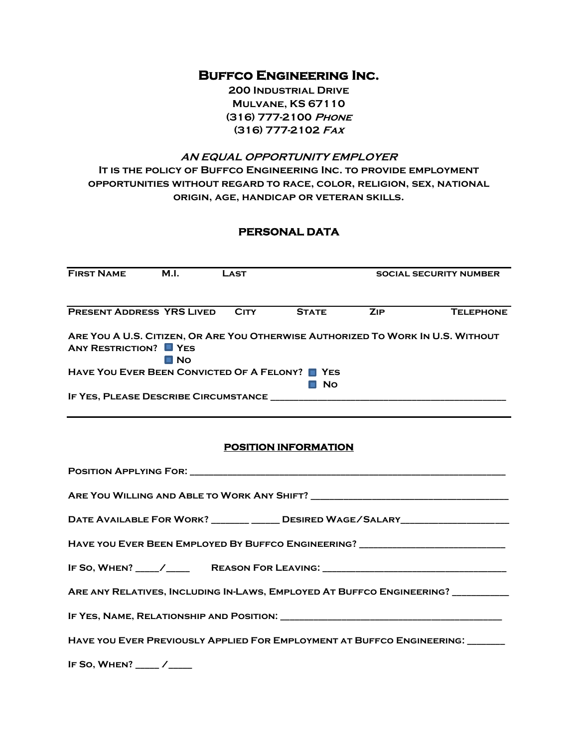# Buffco Engineering Inc.

**200 Industrial Drive**
**Mulvane, KS 67110**
**(316) 777-2100 *Phone***
**(316) 777-2102 *Fax***

***AN EQUAL OPPORTUNITY EMPLOYER***

**It is the policy of Buffco Engineering Inc. to provide employment opportunities without regard to race, color, religion, sex, national origin, age, handicap or veteran skills.**

## PERSONAL DATA

| First Name | M.I. | Last | | Social Security Number |
|---|---|---|---|---|
| | | | | |

| Present Address | Yrs Lived | City | State | Zip | Telephone |
|---|---|---|---|---|---|
| | | | | | |

Are You A U.S. Citizen, Or Are You Otherwise Authorized To Work In U.S. Without Any Restriction? ☐ Yes ☐ No

Have You Ever Been Convicted Of A Felony? ☐ Yes ☐ No

If Yes, Please Describe Circumstance ________________________________________

## POSITION INFORMATION

Position Applying For: ____________________________________________________________

Are You Willing and Able to Work Any Shift? ____________________________________

Date Available For Work? _______ _____ Desired Wage/Salary___________________

Have you Ever Been Employed By Buffco Engineering? ___________________________

If So, When? ____/____ Reason For Leaving: _________________________________

Are any Relatives, Including In-Laws, Employed At Buffco Engineering? __________

If Yes, Name, Relationship and Position: __________________________________________

Have you Ever Previously Applied For Employment at Buffco Engineering: _______

If So, When? ____ /____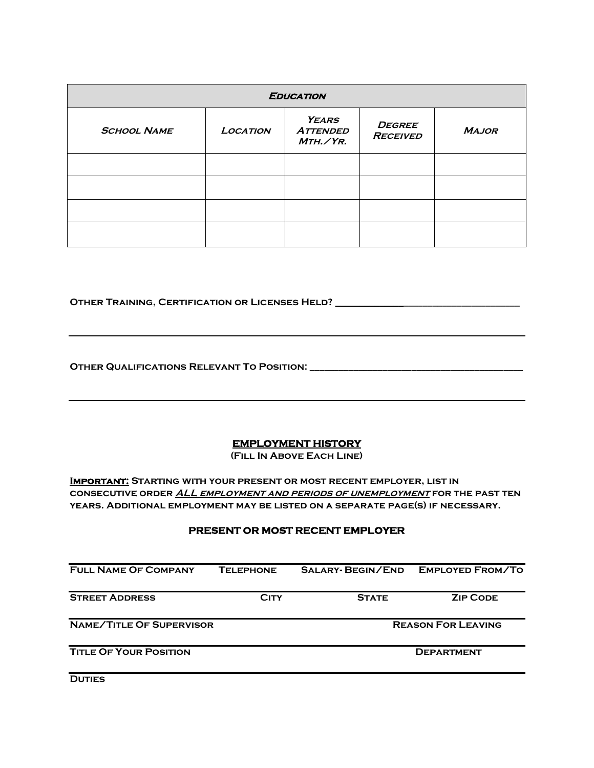| ***Education*** | | | | |
|---|---|---|---|---|
| ***School Name*** | ***Location*** | ***Years Attended Mth./Yr.*** | ***Degree Received*** | ***Major*** |
| | | | | |
| | | | | |
| | | | | |
| | | | | |

**Other Training, Certification or Licenses Held?** ____________________________________

______________________________________________________________________________

**Other Qualifications Relevant To Position:** ______________________________________

______________________________________________________________________________

## EMPLOYMENT HISTORY

**(Fill In Above Each Line)**

**Important:** **Starting with your present or most recent employer, list in consecutive order *ALL employment and periods of unemployment* for the past ten years. Additional employment may be listed on a separate page(s) if necessary.**

### PRESENT OR MOST RECENT EMPLOYER

______________________________________________________________________________

**Full Name Of Company** | **Telephone** | **Salary- Begin/End** | **Employed From/To**

______________________________________________________________________________

**Street Address** | **City** | **State** | **Zip Code**

______________________________________________________________________________

**Name/Title Of Supervisor** | **Reason For Leaving**

______________________________________________________________________________

**Title Of Your Position** | **Department**

______________________________________________________________________________

**Duties**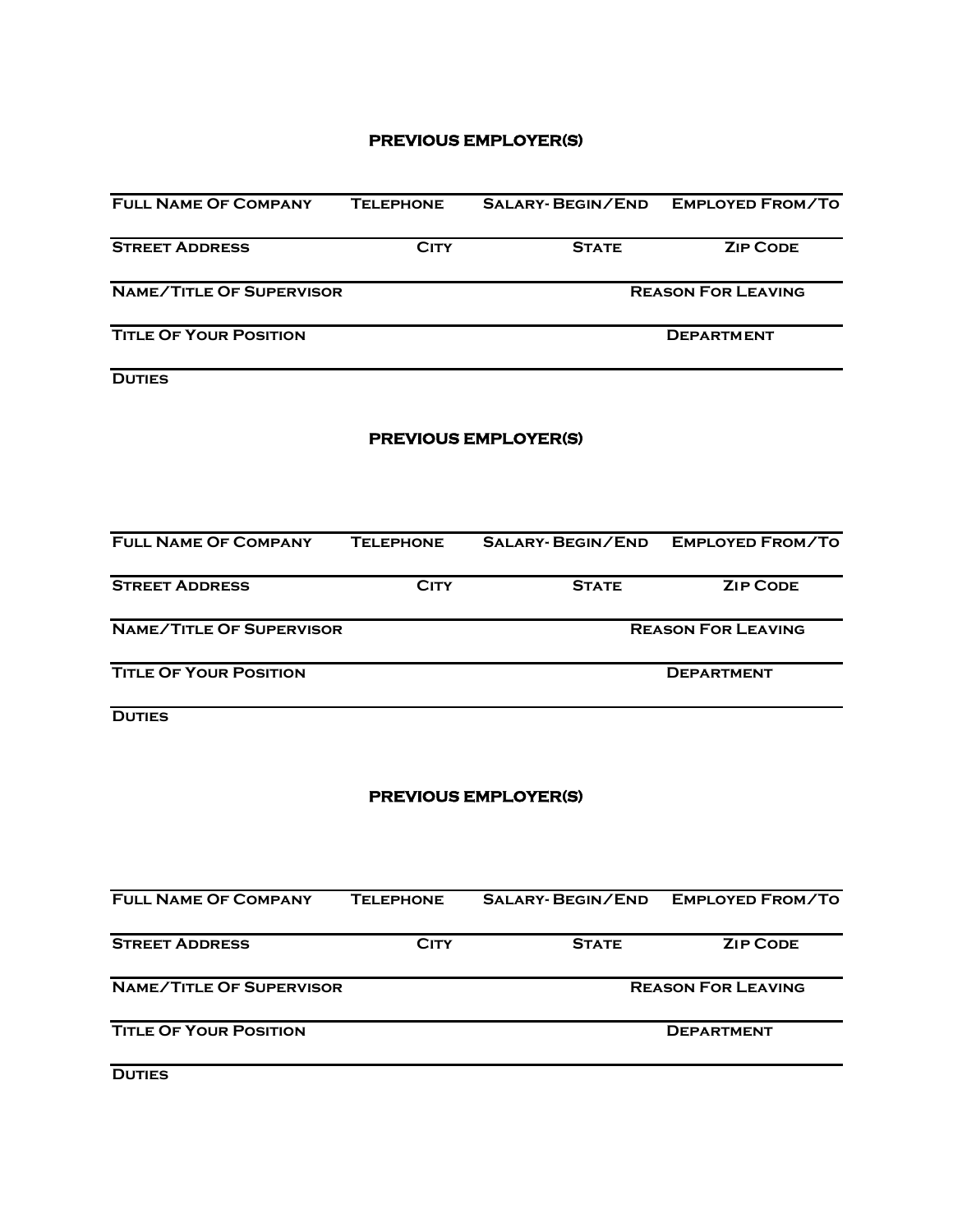## PREVIOUS EMPLOYER(S)

| Full Name Of Company | Telephone | Salary- Begin/End | Employed From/To |
|---|---|---|---|
| **Street Address** | **City** | **State** | **Zip Code** |
| **Name/Title Of Supervisor** | | | **Reason For Leaving** |
| **Title Of Your Position** | | | **Department** |
| **Duties** | | | |

## PREVIOUS EMPLOYER(S)

| Full Name Of Company | Telephone | Salary- Begin/End | Employed From/To |
|---|---|---|---|
| **Street Address** | **City** | **State** | **Zip Code** |
| **Name/Title Of Supervisor** | | | **Reason For Leaving** |
| **Title Of Your Position** | | | **Department** |
| **Duties** | | | |

## PREVIOUS EMPLOYER(S)

| Full Name Of Company | Telephone | Salary- Begin/End | Employed From/To |
|---|---|---|---|
| **Street Address** | **City** | **State** | **Zip Code** |
| **Name/Title Of Supervisor** | | | **Reason For Leaving** |
| **Title Of Your Position** | | | **Department** |
| **Duties** | | | |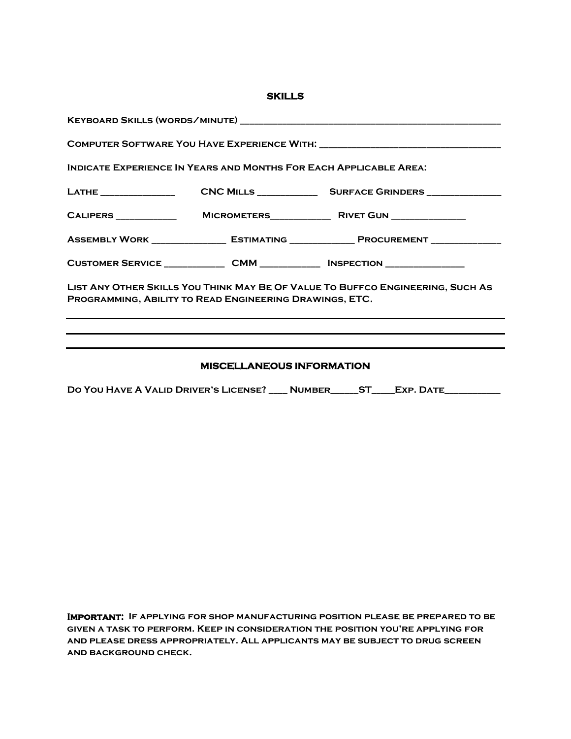## SKILLS

**Keyboard Skills (words/minute) ______________________________________________**

**Computer Software You Have Experience With: ________________________________**

**Indicate Experience In Years and Months For Each Applicable Area:**

**Lathe ____________** **CNC Mills __________** **Surface Grinders ____________**

**Calipers __________** **Micrometers__________** **Rivet Gun ____________**

**Assembly Work ____________** **Estimating ___________** **Procurement ____________**

**Customer Service __________** **CMM __________** **Inspection _____________**

**List Any Other Skills You Think May Be Of Value To Buffco Engineering, Such As Programming, Ability to Read Engineering Drawings, ETC.**

________________________________________________________________________

________________________________________________________________________

________________________________________________________________________

## MISCELLANEOUS INFORMATION

**Do You Have A Valid Driver's License? ___ Number_____ST____Exp. Date__________**

**<u>Important:</u> If applying for shop manufacturing position please be prepared to be given a task to perform. Keep in consideration the position you're applying for and please dress appropriately. All applicants may be subject to drug screen and background check.**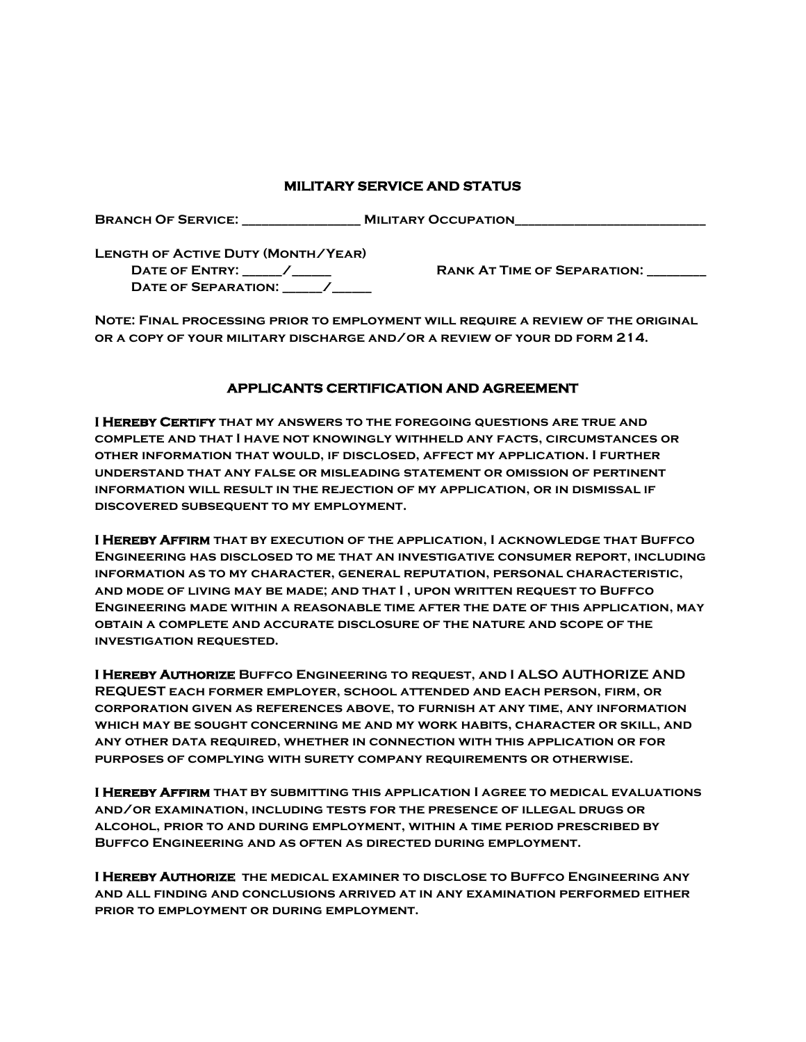## MILITARY SERVICE AND STATUS

**Branch Of Service: _______________ Military Occupation_________________________**

**Length of Active Duty (Month/Year)**

**Date of Entry: _____/_____** **Rank At Time of Separation: ________**

**Date of Separation: _____/_____**

**Note: Final processing prior to employment will require a review of the original or a copy of your military discharge and/or a review of your dd form 214.**

## APPLICANTS CERTIFICATION AND AGREEMENT

**I Hereby Certify that my answers to the foregoing questions are true and complete and that I have not knowingly withheld any facts, circumstances or other information that would, if disclosed, affect my application. I further understand that any false or misleading statement or omission of pertinent information will result in the rejection of my application, or in dismissal if discovered subsequent to my employment.**

**I Hereby Affirm that by execution of the application, I acknowledge that Buffco Engineering has disclosed to me that an investigative consumer report, including information as to my character, general reputation, personal characteristic, and mode of living may be made; and that I , upon written request to Buffco Engineering made within a reasonable time after the date of this application, may obtain a complete and accurate disclosure of the nature and scope of the investigation requested.**

**I Hereby Authorize Buffco Engineering to request, and I ALSO AUTHORIZE AND REQUEST each former employer, school attended and each person, firm, or corporation given as references above, to furnish at any time, any information which may be sought concerning me and my work habits, character or skill, and any other data required, whether in connection with this application or for purposes of complying with surety company requirements or otherwise.**

**I Hereby Affirm that by submitting this application I agree to medical evaluations and/or examination, including tests for the presence of illegal drugs or alcohol, prior to and during employment, within a time period prescribed by Buffco Engineering and as often as directed during employment.**

**I Hereby Authorize the medical examiner to disclose to Buffco Engineering any and all finding and conclusions arrived at in any examination performed either prior to employment or during employment.**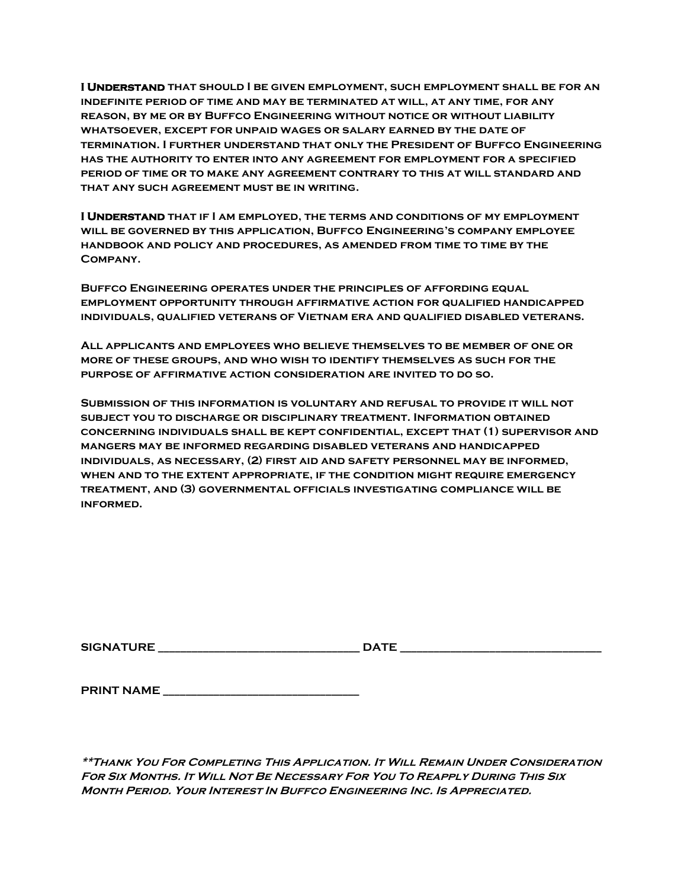**I Understand** that should I be given employment, such employment shall be for an indefinite period of time and may be terminated at will, at any time, for any reason, by me or by Buffco Engineering without notice or without liability whatsoever, except for unpaid wages or salary earned by the date of termination. I further understand that only the President of Buffco Engineering has the authority to enter into any agreement for employment for a specified period of time or to make any agreement contrary to this at will standard and that any such agreement must be in writing.

**I Understand** that if I am employed, the terms and conditions of my employment will be governed by this application, Buffco Engineering's company employee handbook and policy and procedures, as amended from time to time by the Company.

Buffco Engineering operates under the principles of affording equal employment opportunity through affirmative action for qualified handicapped individuals, qualified veterans of Vietnam era and qualified disabled veterans.

All applicants and employees who believe themselves to be member of one or more of these groups, and who wish to identify themselves as such for the purpose of affirmative action consideration are invited to do so.

Submission of this information is voluntary and refusal to provide it will not subject you to discharge or disciplinary treatment. Information obtained concerning individuals shall be kept confidential, except that (1) supervisor and mangers may be informed regarding disabled veterans and handicapped individuals, as necessary, (2) first aid and safety personnel may be informed, when and to the extent appropriate, if the condition might require emergency treatment, and (3) governmental officials investigating compliance will be informed.

SIGNATURE ______________________________ DATE ______________________________

PRINT NAME ____________________________

***\*\*Thank You For Completing This Application. It Will Remain Under Consideration For Six Months. It Will Not Be Necessary For You To Reapply During This Six Month Period. Your Interest In Buffco Engineering Inc. Is Appreciated.***